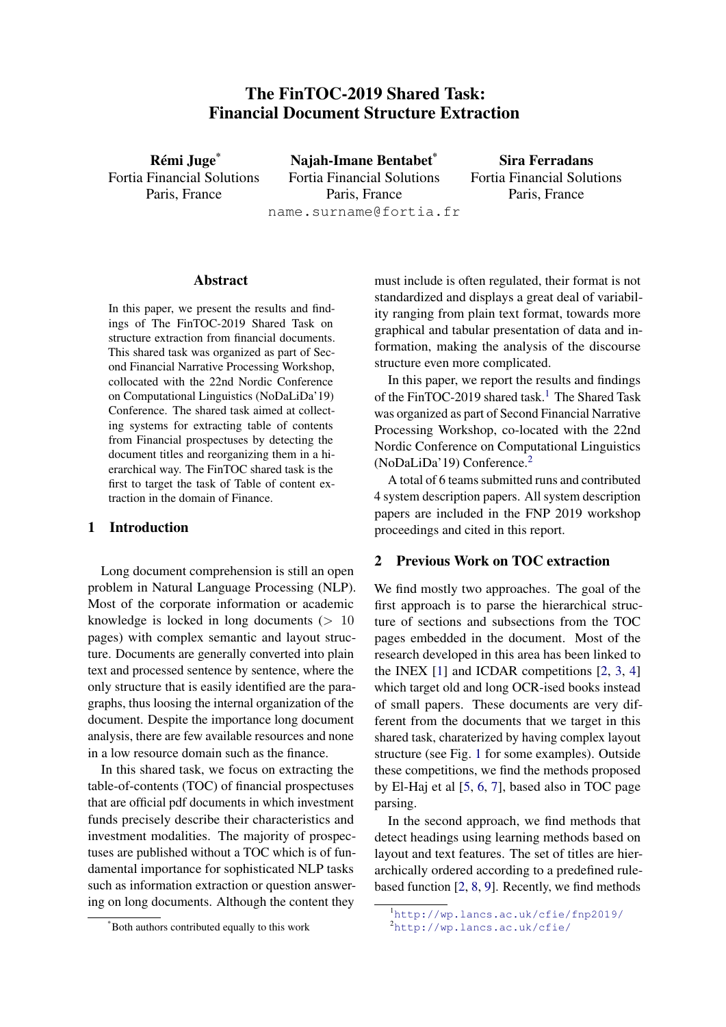# The FinTOC-2019 Shared Task: Financial Document Structure Extraction

**Rémi Juge**[*]
Fortia Financial Solutions
Paris, France

**Najah-Imane Bentabet**[*]
Fortia Financial Solutions
Paris, France

**Sira Ferradans**
Fortia Financial Solutions
Paris, France

name.surname@fortia.fr

## Abstract

In this paper, we present the results and findings of The FinTOC-2019 Shared Task on structure extraction from financial documents. This shared task was organized as part of Second Financial Narrative Processing Workshop, collocated with the 22nd Nordic Conference on Computational Linguistics (NoDaLiDa'19) Conference. The shared task aimed at collecting systems for extracting table of contents from Financial prospectuses by detecting the document titles and reorganizing them in a hierarchical way. The FinTOC shared task is the first to target the task of Table of content extraction in the domain of Finance.

## 1 Introduction

Long document comprehension is still an open problem in Natural Language Processing (NLP). Most of the corporate information or academic knowledge is locked in long documents ($> 10$ pages) with complex semantic and layout structure. Documents are generally converted into plain text and processed sentence by sentence, where the only structure that is easily identified are the paragraphs, thus loosing the internal organization of the document. Despite the importance long document analysis, there are few available resources and none in a low resource domain such as the finance.

In this shared task, we focus on extracting the table-of-contents (TOC) of financial prospectuses that are official pdf documents in which investment funds precisely describe their characteristics and investment modalities. The majority of prospectuses are published without a TOC which is of fundamental importance for sophisticated NLP tasks such as information extraction or question answering on long documents. Although the content they must include is often regulated, their format is not standardized and displays a great deal of variability ranging from plain text format, towards more graphical and tabular presentation of data and information, making the analysis of the discourse structure even more complicated.

In this paper, we report the results and findings of the FinTOC-2019 shared task.[1] The Shared Task was organized as part of Second Financial Narrative Processing Workshop, co-located with the 22nd Nordic Conference on Computational Linguistics (NoDaLiDa'19) Conference.[2]

A total of 6 teams submitted runs and contributed 4 system description papers. All system description papers are included in the FNP 2019 workshop proceedings and cited in this report.

## 2 Previous Work on TOC extraction

We find mostly two approaches. The goal of the first approach is to parse the hierarchical structure of sections and subsections from the TOC pages embedded in the document. Most of the research developed in this area has been linked to the INEX [1] and ICDAR competitions [2, 3, 4] which target old and long OCR-ised books instead of small papers. These documents are very different from the documents that we target in this shared task, charaterized by having complex layout structure (see Fig. 1 for some examples). Outside these competitions, we find the methods proposed by El-Haj et al [5, 6, 7], based also in TOC page parsing.

In the second approach, we find methods that detect headings using learning methods based on layout and text features. The set of titles are hierarchically ordered according to a predefined rule-based function [2, 8, 9]. Recently, we find methods

---

[*] Both authors contributed equally to this work

[1] http://wp.lancs.ac.uk/cfie/fnp2019/

[2] http://wp.lancs.ac.uk/cfie/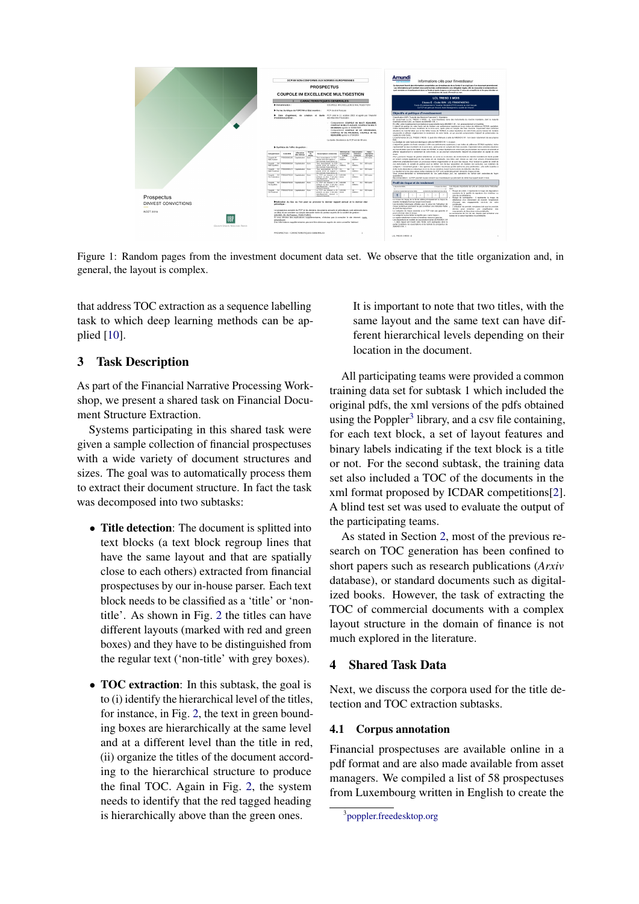Figure 1: Random pages from the investment document data set. We observe that the title organization and, in general, the layout is complex.

that address TOC extraction as a sequence labelling task to which deep learning methods can be applied [10].

## 3 Task Description

As part of the Financial Narrative Processing Workshop, we present a shared task on Financial Document Structure Extraction.

Systems participating in this shared task were given a sample collection of financial prospectuses with a wide variety of document structures and sizes. The goal was to automatically process them to extract their document structure. In fact the task was decomposed into two subtasks:

- **Title detection**: The document is splitted into text blocks (a text block regroup lines that have the same layout and that are spatially close to each others) extracted from financial prospectuses by our in-house parser. Each text block needs to be classified as a 'title' or 'non-title'. As shown in Fig. 2 the titles can have different layouts (marked with red and green boxes) and they have to be distinguished from the regular text ('non-title' with grey boxes).

- **TOC extraction**: In this subtask, the goal is to (i) identify the hierarchical level of the titles, for instance, in Fig. 2, the text in green bounding boxes are hierarchically at the same level and at a different level than the title in red, (ii) organize the titles of the document according to the hierarchical structure to produce the final TOC. Again in Fig. 2, the system needs to identify that the red tagged heading is hierarchically above than the green ones.

It is important to note that two titles, with the same layout and the same text can have different hierarchical levels depending on their location in the document.

All participating teams were provided a common training data set for subtask 1 which included the original pdfs, the xml versions of the pdfs obtained using the Poppler[3] library, and a csv file containing, for each text block, a set of layout features and binary labels indicating if the text block is a title or not. For the second subtask, the training data set also included a TOC of the documents in the xml format proposed by ICDAR competitions[2]. A blind test set was used to evaluate the output of the participating teams.

As stated in Section 2, most of the previous research on TOC generation has been confined to short papers such as research publications (*Arxiv* database), or standard documents such as digitalized books. However, the task of extracting the TOC of commercial documents with a complex layout structure in the domain of finance is not much explored in the literature.

## 4 Shared Task Data

Next, we discuss the corpora used for the title detection and TOC extraction subtasks.

### 4.1 Corpus annotation

Financial prospectuses are available online in a pdf format and are also made available from asset managers. We compiled a list of 58 prospectuses from Luxembourg written in English to create the

[3] poppler.freedesktop.org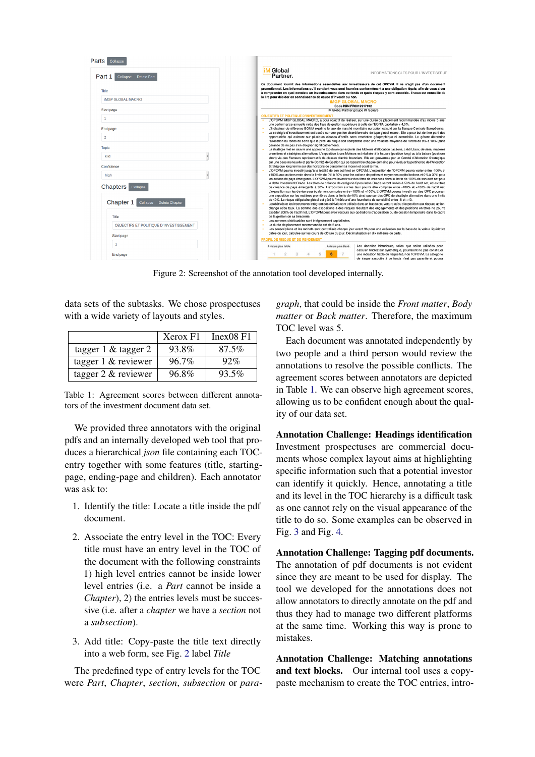Figure 2: Screenshot of the annotation tool developed internally.

data sets of the subtasks. We chose prospectuses with a wide variety of layouts and styles.

| | Xerox F1 | Inex08 F1 |
|---|---|---|
| tagger 1 & tagger 2 | 93.8% | 87.5% |
| tagger 1 & reviewer | 96.7% | 92% |
| tagger 2 & reviewer | 96.8% | 93.5% |

Table 1: Agreement scores between different annotators of the investment document data set.

We provided three annotators with the original pdfs and an internally developed web tool that produces a hierarchical *json* file containing each TOC-entry together with some features (title, starting-page, ending-page and children). Each annotator was ask to:

1. Identify the title: Locate a title inside the pdf document.
2. Associate the entry level in the TOC: Every title must have an entry level in the TOC of the document with the following constraints 1) high level entries cannot be inside lower level entries (i.e. a *Part* cannot be inside a *Chapter*), 2) the entries levels must be successive (i.e. after a *chapter* we have a *section* not a *subsection*).
3. Add title: Copy-paste the title text directly into a web form, see Fig. 2 label *Title*

The predefined type of entry levels for the TOC were *Part*, *Chapter*, *section*, *subsection* or *paragraph*, that could be inside the *Front matter*, *Body matter* or *Back matter*. Therefore, the maximum TOC level was 5.

Each document was annotated independently by two people and a third person would review the annotations to resolve the possible conflicts. The agreement scores between annotators are depicted in Table 1. We can observe high agreement scores, allowing us to be confident enough about the quality of our data set.

**Annotation Challenge: Headings identification** Investment prospectuses are commercial documents whose complex layout aims at highlighting specific information such that a potential investor can identify it quickly. Hence, annotating a title and its level in the TOC hierarchy is a difficult task as one cannot rely on the visual appearance of the title to do so. Some examples can be observed in Fig. 3 and Fig. 4.

**Annotation Challenge: Tagging pdf documents.** The annotation of pdf documents is not evident since they are meant to be used for display. The tool we developed for the annotations does not allow annotators to directly annotate on the pdf and thus they had to manage two different platforms at the same time. Working this way is prone to mistakes.

**Annotation Challenge: Matching annotations and text blocks.** Our internal tool uses a copy-paste mechanism to create the TOC entries, intro-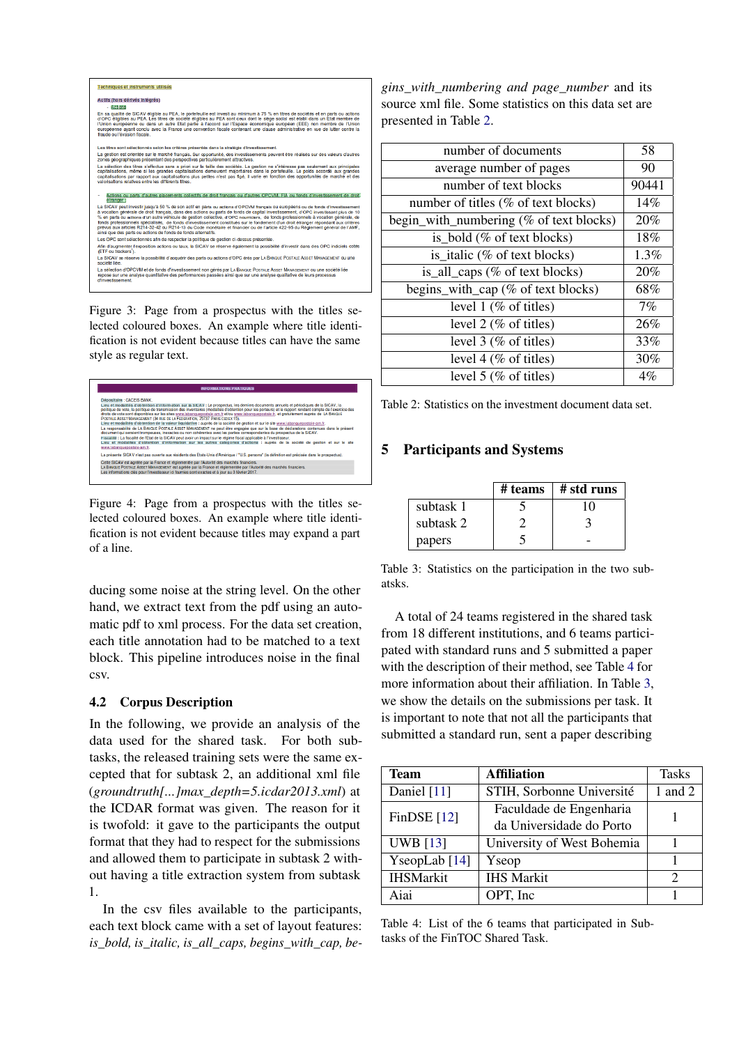Figure 3: Page from a prospectus with the titles selected coloured boxes. An example where title identification is not evident because titles can have the same style as regular text.

Figure 4: Page from a prospectus with the titles selected coloured boxes. An example where title identification is not evident because titles may expand a part of a line.

ducing some noise at the string level. On the other hand, we extract text from the pdf using an automatic pdf to xml process. For the data set creation, each title annotation had to be matched to a text block. This pipeline introduces noise in the final csv.

### 4.2 Corpus Description

In the following, we provide an analysis of the data used for the shared task. For both subtasks, the released training sets were the same excepted that for subtask 2, an additional xml file (*groundtruth[...]max_depth=5.icdar2013.xml*) at the ICDAR format was given. The reason for it is twofold: it gave to the participants the output format that they had to respect for the submissions and allowed them to participate in subtask 2 without having a title extraction system from subtask 1.

In the csv files available to the participants, each text block came with a set of layout features: *is_bold, is_italic, is_all_caps, begins_with_cap, begins_with_numbering and page_number* and its source xml file. Some statistics on this data set are presented in Table 2.

| | |
|---|---|
| number of documents | 58 |
| average number of pages | 90 |
| number of text blocks | 90441 |
| number of titles (% of text blocks) | 14% |
| begin_with_numbering (% of text blocks) | 20% |
| is_bold (% of text blocks) | 18% |
| is_italic (% of text blocks) | 1.3% |
| is_all_caps (% of text blocks) | 20% |
| begins_with_cap (% of text blocks) | 68% |
| level 1 (% of titles) | 7% |
| level 2 (% of titles) | 26% |
| level 3 (% of titles) | 33% |
| level 4 (% of titles) | 30% |
| level 5 (% of titles) | 4% |

Table 2: Statistics on the investment document data set.

## 5 Participants and Systems

| | # teams | # std runs |
|---|---|---|
| subtask 1 | 5 | 10 |
| subtask 2 | 2 | 3 |
| papers | 5 | - |

Table 3: Statistics on the participation in the two subatsks.

A total of 24 teams registered in the shared task from 18 different institutions, and 6 teams participated with standard runs and 5 submitted a paper with the description of their method, see Table 4 for more information about their affiliation. In Table 3, we show the details on the submissions per task. It is important to note that not all the participants that submitted a standard run, sent a paper describing

| Team | Affiliation | Tasks |
|---|---|---|
| Daniel [11] | STIH, Sorbonne Université | 1 and 2 |
| FinDSE [12] | Faculdade de Engenharia da Universidade do Porto | 1 |
| UWB [13] | University of West Bohemia | 1 |
| YseopLab [14] | Yseop | 1 |
| IHSMarkit | IHS Markit | 2 |
| Aiai | OPT, Inc | 1 |

Table 4: List of the 6 teams that participated in Subtasks of the FinTOC Shared Task.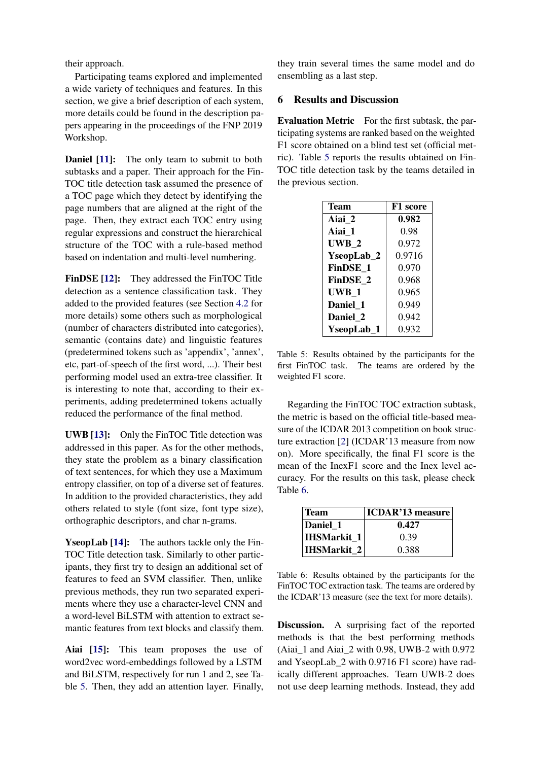their approach.

Participating teams explored and implemented a wide variety of techniques and features. In this section, we give a brief description of each system, more details could be found in the description papers appearing in the proceedings of the FNP 2019 Workshop.

**Daniel [11]:** The only team to submit to both subtasks and a paper. Their approach for the FinTOC title detection task assumed the presence of a TOC page which they detect by identifying the page numbers that are aligned at the right of the page. Then, they extract each TOC entry using regular expressions and construct the hierarchical structure of the TOC with a rule-based method based on indentation and multi-level numbering.

**FinDSE [12]:** They addressed the FinTOC Title detection as a sentence classification task. They added to the provided features (see Section 4.2 for more details) some others such as morphological (number of characters distributed into categories), semantic (contains date) and linguistic features (predetermined tokens such as 'appendix', 'annex', etc, part-of-speech of the first word, ...). Their best performing model used an extra-tree classifier. It is interesting to note that, according to their experiments, adding predetermined tokens actually reduced the performance of the final method.

**UWB [13]:** Only the FinTOC Title detection was addressed in this paper. As for the other methods, they state the problem as a binary classification of text sentences, for which they use a Maximum entropy classifier, on top of a diverse set of features. In addition to the provided characteristics, they add others related to style (font size, font type size), orthographic descriptors, and char n-grams.

**YseopLab [14]:** The authors tackle only the FinTOC Title detection task. Similarly to other participants, they first try to design an additional set of features to feed an SVM classifier. Then, unlike previous methods, they run two separated experiments where they use a character-level CNN and a word-level BiLSTM with attention to extract semantic features from text blocks and classify them.

**Aiai [15]:** This team proposes the use of word2vec word-embeddings followed by a LSTM and BiLSTM, respectively for run 1 and 2, see Table 5. Then, they add an attention layer. Finally, they train several times the same model and do ensembling as a last step.

## 6 Results and Discussion

**Evaluation Metric** For the first subtask, the participating systems are ranked based on the weighted F1 score obtained on a blind test set (official metric). Table 5 reports the results obtained on FinTOC title detection task by the teams detailed in the previous section.

| Team | F1 score |
|---|---|
| **Aiai_2** | **0.982** |
| **Aiai_1** | 0.98 |
| **UWB_2** | 0.972 |
| **YseopLab_2** | 0.9716 |
| **FinDSE_1** | 0.970 |
| **FinDSE_2** | 0.968 |
| **UWB_1** | 0.965 |
| **Daniel_1** | 0.949 |
| **Daniel_2** | 0.942 |
| **YseopLab_1** | 0.932 |

Table 5: Results obtained by the participants for the first FinTOC task. The teams are ordered by the weighted F1 score.

Regarding the FinTOC TOC extraction subtask, the metric is based on the official title-based measure of the ICDAR 2013 competition on book structure extraction [2] (ICDAR'13 measure from now on). More specifically, the final F1 score is the mean of the InexF1 score and the Inex level accuracy. For the results on this task, please check Table 6.

| Team | ICDAR'13 measure |
|---|---|
| **Daniel_1** | **0.427** |
| **IHSMarkit_1** | 0.39 |
| **IHSMarkit_2** | 0.388 |

Table 6: Results obtained by the participants for the FinTOC TOC extraction task. The teams are ordered by the ICDAR'13 measure (see the text for more details).

**Discussion.** A surprising fact of the reported methods is that the best performing methods (Aiai_1 and Aiai_2 with 0.98, UWB-2 with 0.972 and YseopLab_2 with 0.9716 F1 score) have radically different approaches. Team UWB-2 does not use deep learning methods. Instead, they add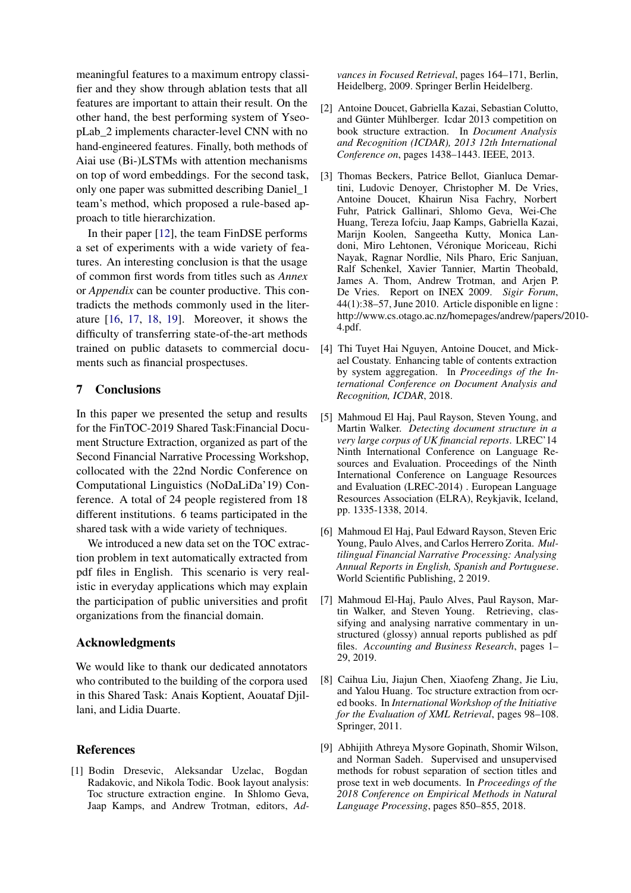meaningful features to a maximum entropy classifier and they show through ablation tests that all features are important to attain their result. On the other hand, the best performing system of YseopLab_2 implements character-level CNN with no hand-engineered features. Finally, both methods of Aiai use (Bi-)LSTMs with attention mechanisms on top of word embeddings. For the second task, only one paper was submitted describing Daniel_1 team's method, which proposed a rule-based approach to title hierarchization.

In their paper [12], the team FinDSE performs a set of experiments with a wide variety of features. An interesting conclusion is that the usage of common first words from titles such as *Annex* or *Appendix* can be counter productive. This contradicts the methods commonly used in the literature [16, 17, 18, 19]. Moreover, it shows the difficulty of transferring state-of-the-art methods trained on public datasets to commercial documents such as financial prospectuses.

## 7 Conclusions

In this paper we presented the setup and results for the FinTOC-2019 Shared Task:Financial Document Structure Extraction, organized as part of the Second Financial Narrative Processing Workshop, collocated with the 22nd Nordic Conference on Computational Linguistics (NoDaLiDa'19) Conference. A total of 24 people registered from 18 different institutions. 6 teams participated in the shared task with a wide variety of techniques.

We introduced a new data set on the TOC extraction problem in text automatically extracted from pdf files in English. This scenario is very realistic in everyday applications which may explain the participation of public universities and profit organizations from the financial domain.

## Acknowledgments

We would like to thank our dedicated annotators who contributed to the building of the corpora used in this Shared Task: Anais Koptient, Aouataf Djillani, and Lidia Duarte.

## References

[1] Bodin Dresevic, Aleksandar Uzelac, Bogdan Radakovic, and Nikola Todic. Book layout analysis: Toc structure extraction engine. In Shlomo Geva, Jaap Kamps, and Andrew Trotman, editors, *Advances in Focused Retrieval*, pages 164–171, Berlin, Heidelberg, 2009. Springer Berlin Heidelberg.

[2] Antoine Doucet, Gabriella Kazai, Sebastian Colutto, and Günter Mühlberger. Icdar 2013 competition on book structure extraction. In *Document Analysis and Recognition (ICDAR), 2013 12th International Conference on*, pages 1438–1443. IEEE, 2013.

[3] Thomas Beckers, Patrice Bellot, Gianluca Demartini, Ludovic Denoyer, Christopher M. De Vries, Antoine Doucet, Khairun Nisa Fachry, Norbert Fuhr, Patrick Gallinari, Shlomo Geva, Wei-Che Huang, Tereza Iofciu, Jaap Kamps, Gabriella Kazai, Marijn Koolen, Sangeetha Kutty, Monica Landoni, Miro Lehtonen, Véronique Moriceau, Richi Nayak, Ragnar Nordlie, Nils Pharo, Eric Sanjuan, Ralf Schenkel, Xavier Tannier, Martin Theobald, James A. Thom, Andrew Trotman, and Arjen P. De Vries. Report on INEX 2009. *Sigir Forum*, 44(1):38–57, June 2010. Article disponible en ligne : http://www.cs.otago.ac.nz/homepages/andrew/papers/2010-4.pdf.

[4] Thi Tuyet Hai Nguyen, Antoine Doucet, and Mickael Coustaty. Enhancing table of contents extraction by system aggregation. In *Proceedings of the International Conference on Document Analysis and Recognition, ICDAR*, 2018.

[5] Mahmoud El Haj, Paul Rayson, Steven Young, and Martin Walker. *Detecting document structure in a very large corpus of UK financial reports*. LREC'14 Ninth International Conference on Language Resources and Evaluation. Proceedings of the Ninth International Conference on Language Resources and Evaluation (LREC-2014) . European Language Resources Association (ELRA), Reykjavik, Iceland, pp. 1335-1338, 2014.

[6] Mahmoud El Haj, Paul Edward Rayson, Steven Eric Young, Paulo Alves, and Carlos Herrero Zorita. *Multilingual Financial Narrative Processing: Analysing Annual Reports in English, Spanish and Portuguese*. World Scientific Publishing, 2 2019.

[7] Mahmoud El-Haj, Paulo Alves, Paul Rayson, Martin Walker, and Steven Young. Retrieving, classifying and analysing narrative commentary in unstructured (glossy) annual reports published as pdf files. *Accounting and Business Research*, pages 1–29, 2019.

[8] Caihua Liu, Jiajun Chen, Xiaofeng Zhang, Jie Liu, and Yalou Huang. Toc structure extraction from ocred books. In *International Workshop of the Initiative for the Evaluation of XML Retrieval*, pages 98–108. Springer, 2011.

[9] Abhijith Athreya Mysore Gopinath, Shomir Wilson, and Norman Sadeh. Supervised and unsupervised methods for robust separation of section titles and prose text in web documents. In *Proceedings of the 2018 Conference on Empirical Methods in Natural Language Processing*, pages 850–855, 2018.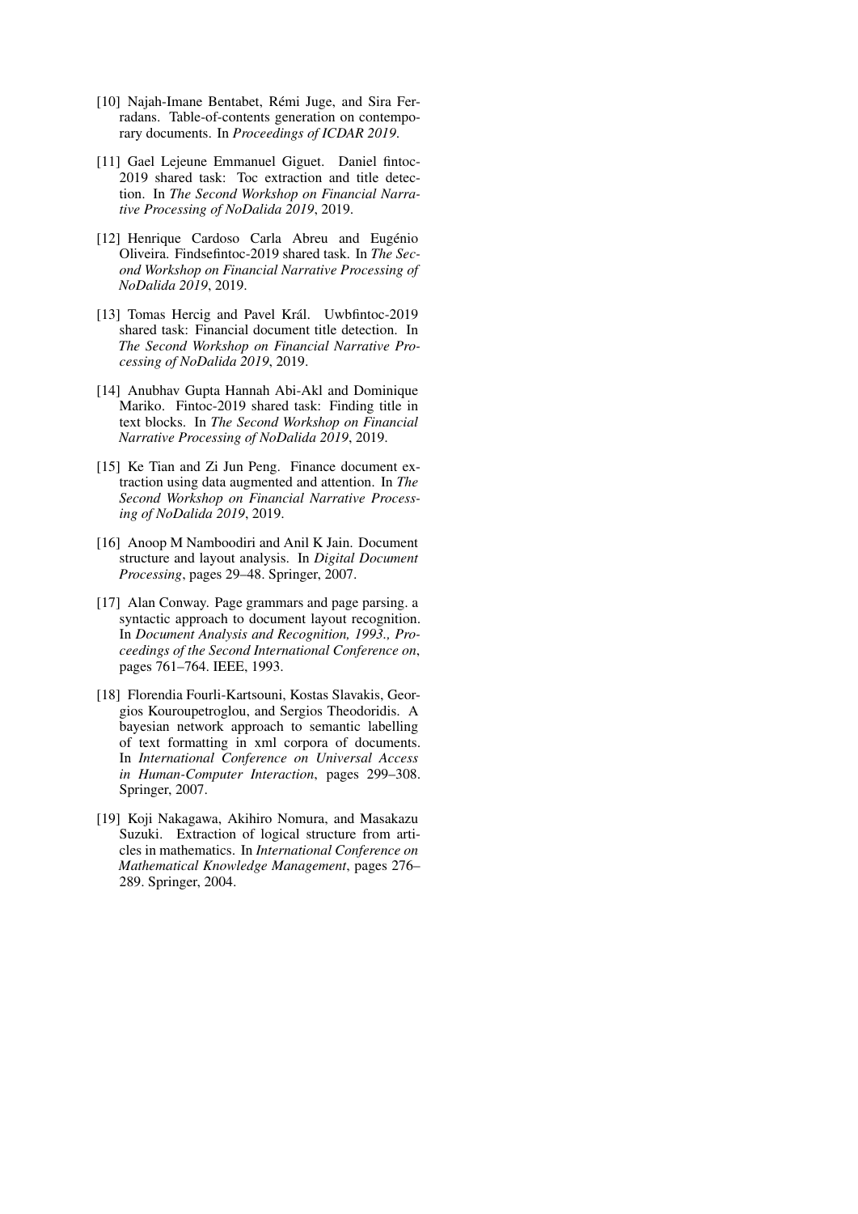[10] Najah-Imane Bentabet, Rémi Juge, and Sira Ferradans. Table-of-contents generation on contemporary documents. In *Proceedings of ICDAR 2019*.

[11] Gael Lejeune Emmanuel Giguet. Daniel fintoc-2019 shared task: Toc extraction and title detection. In *The Second Workshop on Financial Narrative Processing of NoDalida 2019*, 2019.

[12] Henrique Cardoso Carla Abreu and Eugénio Oliveira. Findsefintoc-2019 shared task. In *The Second Workshop on Financial Narrative Processing of NoDalida 2019*, 2019.

[13] Tomas Hercig and Pavel Král. Uwbfintoc-2019 shared task: Financial document title detection. In *The Second Workshop on Financial Narrative Processing of NoDalida 2019*, 2019.

[14] Anubhav Gupta Hannah Abi-Akl and Dominique Mariko. Fintoc-2019 shared task: Finding title in text blocks. In *The Second Workshop on Financial Narrative Processing of NoDalida 2019*, 2019.

[15] Ke Tian and Zi Jun Peng. Finance document extraction using data augmented and attention. In *The Second Workshop on Financial Narrative Processing of NoDalida 2019*, 2019.

[16] Anoop M Namboodiri and Anil K Jain. Document structure and layout analysis. In *Digital Document Processing*, pages 29–48. Springer, 2007.

[17] Alan Conway. Page grammars and page parsing. a syntactic approach to document layout recognition. In *Document Analysis and Recognition, 1993., Proceedings of the Second International Conference on*, pages 761–764. IEEE, 1993.

[18] Florendia Fourli-Kartsouni, Kostas Slavakis, Georgios Kouroupetroglou, and Sergios Theodoridis. A bayesian network approach to semantic labelling of text formatting in xml corpora of documents. In *International Conference on Universal Access in Human-Computer Interaction*, pages 299–308. Springer, 2007.

[19] Koji Nakagawa, Akihiro Nomura, and Masakazu Suzuki. Extraction of logical structure from articles in mathematics. In *International Conference on Mathematical Knowledge Management*, pages 276–289. Springer, 2004.